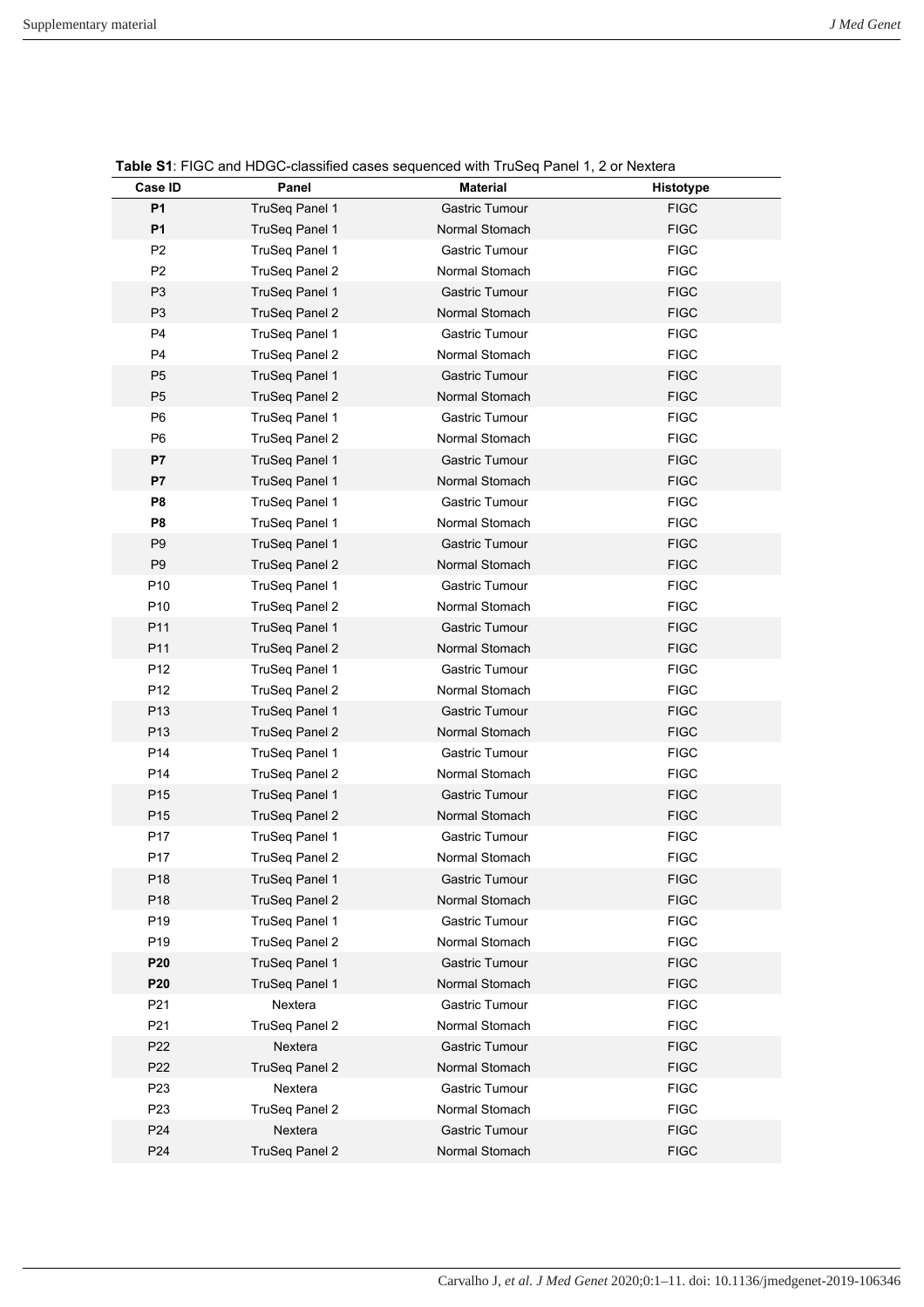**Table S1**: FIGC and HDGC-classified cases sequenced with TruSeq Panel 1, 2 or Nextera

| Case ID | Panel | Material | Histotype |
|---|---|---|---|
| **P1** | TruSeq Panel 1 | Gastric Tumour | FIGC |
| **P1** | TruSeq Panel 1 | Normal Stomach | FIGC |
| P2 | TruSeq Panel 1 | Gastric Tumour | FIGC |
| P2 | TruSeq Panel 2 | Normal Stomach | FIGC |
| P3 | TruSeq Panel 1 | Gastric Tumour | FIGC |
| P3 | TruSeq Panel 2 | Normal Stomach | FIGC |
| P4 | TruSeq Panel 1 | Gastric Tumour | FIGC |
| P4 | TruSeq Panel 2 | Normal Stomach | FIGC |
| P5 | TruSeq Panel 1 | Gastric Tumour | FIGC |
| P5 | TruSeq Panel 2 | Normal Stomach | FIGC |
| P6 | TruSeq Panel 1 | Gastric Tumour | FIGC |
| P6 | TruSeq Panel 2 | Normal Stomach | FIGC |
| **P7** | TruSeq Panel 1 | Gastric Tumour | FIGC |
| **P7** | TruSeq Panel 1 | Normal Stomach | FIGC |
| **P8** | TruSeq Panel 1 | Gastric Tumour | FIGC |
| **P8** | TruSeq Panel 1 | Normal Stomach | FIGC |
| P9 | TruSeq Panel 1 | Gastric Tumour | FIGC |
| P9 | TruSeq Panel 2 | Normal Stomach | FIGC |
| P10 | TruSeq Panel 1 | Gastric Tumour | FIGC |
| P10 | TruSeq Panel 2 | Normal Stomach | FIGC |
| P11 | TruSeq Panel 1 | Gastric Tumour | FIGC |
| P11 | TruSeq Panel 2 | Normal Stomach | FIGC |
| P12 | TruSeq Panel 1 | Gastric Tumour | FIGC |
| P12 | TruSeq Panel 2 | Normal Stomach | FIGC |
| P13 | TruSeq Panel 1 | Gastric Tumour | FIGC |
| P13 | TruSeq Panel 2 | Normal Stomach | FIGC |
| P14 | TruSeq Panel 1 | Gastric Tumour | FIGC |
| P14 | TruSeq Panel 2 | Normal Stomach | FIGC |
| P15 | TruSeq Panel 1 | Gastric Tumour | FIGC |
| P15 | TruSeq Panel 2 | Normal Stomach | FIGC |
| P17 | TruSeq Panel 1 | Gastric Tumour | FIGC |
| P17 | TruSeq Panel 2 | Normal Stomach | FIGC |
| P18 | TruSeq Panel 1 | Gastric Tumour | FIGC |
| P18 | TruSeq Panel 2 | Normal Stomach | FIGC |
| P19 | TruSeq Panel 1 | Gastric Tumour | FIGC |
| P19 | TruSeq Panel 2 | Normal Stomach | FIGC |
| **P20** | TruSeq Panel 1 | Gastric Tumour | FIGC |
| **P20** | TruSeq Panel 1 | Normal Stomach | FIGC |
| P21 | Nextera | Gastric Tumour | FIGC |
| P21 | TruSeq Panel 2 | Normal Stomach | FIGC |
| P22 | Nextera | Gastric Tumour | FIGC |
| P22 | TruSeq Panel 2 | Normal Stomach | FIGC |
| P23 | Nextera | Gastric Tumour | FIGC |
| P23 | TruSeq Panel 2 | Normal Stomach | FIGC |
| P24 | Nextera | Gastric Tumour | FIGC |
| P24 | TruSeq Panel 2 | Normal Stomach | FIGC |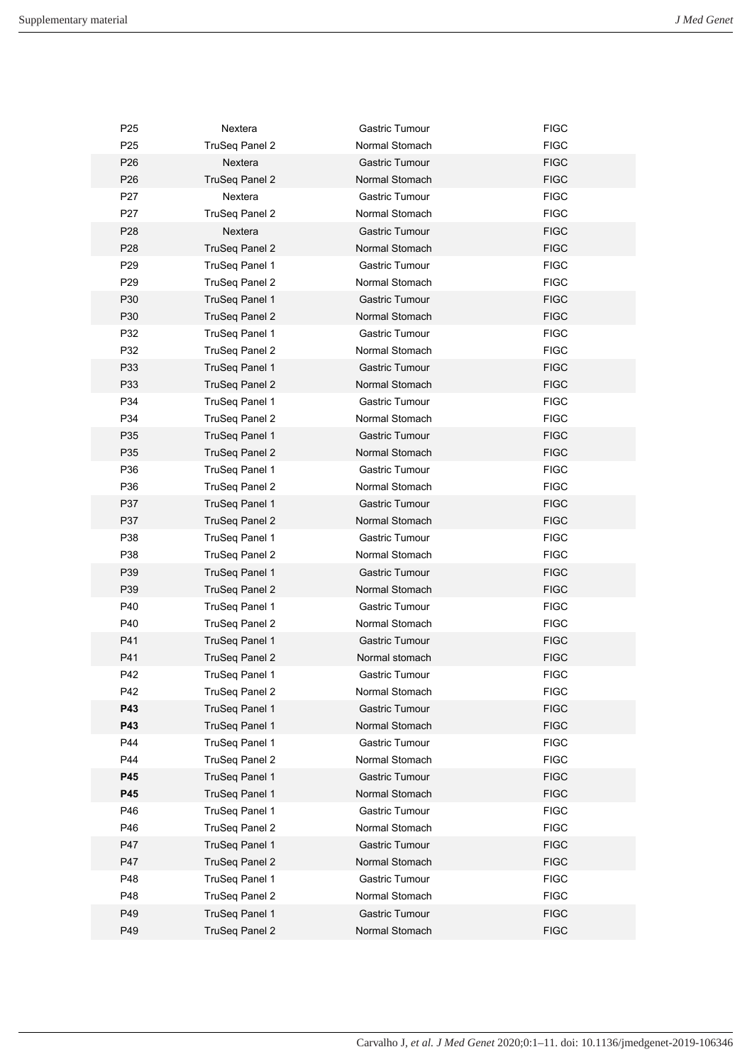| | | | |
|---|---|---|---|
| P25 | Nextera | Gastric Tumour | FIGC |
| P25 | TruSeq Panel 2 | Normal Stomach | FIGC |
| P26 | Nextera | Gastric Tumour | FIGC |
| P26 | TruSeq Panel 2 | Normal Stomach | FIGC |
| P27 | Nextera | Gastric Tumour | FIGC |
| P27 | TruSeq Panel 2 | Normal Stomach | FIGC |
| P28 | Nextera | Gastric Tumour | FIGC |
| P28 | TruSeq Panel 2 | Normal Stomach | FIGC |
| P29 | TruSeq Panel 1 | Gastric Tumour | FIGC |
| P29 | TruSeq Panel 2 | Normal Stomach | FIGC |
| P30 | TruSeq Panel 1 | Gastric Tumour | FIGC |
| P30 | TruSeq Panel 2 | Normal Stomach | FIGC |
| P32 | TruSeq Panel 1 | Gastric Tumour | FIGC |
| P32 | TruSeq Panel 2 | Normal Stomach | FIGC |
| P33 | TruSeq Panel 1 | Gastric Tumour | FIGC |
| P33 | TruSeq Panel 2 | Normal Stomach | FIGC |
| P34 | TruSeq Panel 1 | Gastric Tumour | FIGC |
| P34 | TruSeq Panel 2 | Normal Stomach | FIGC |
| P35 | TruSeq Panel 1 | Gastric Tumour | FIGC |
| P35 | TruSeq Panel 2 | Normal Stomach | FIGC |
| P36 | TruSeq Panel 1 | Gastric Tumour | FIGC |
| P36 | TruSeq Panel 2 | Normal Stomach | FIGC |
| P37 | TruSeq Panel 1 | Gastric Tumour | FIGC |
| P37 | TruSeq Panel 2 | Normal Stomach | FIGC |
| P38 | TruSeq Panel 1 | Gastric Tumour | FIGC |
| P38 | TruSeq Panel 2 | Normal Stomach | FIGC |
| P39 | TruSeq Panel 1 | Gastric Tumour | FIGC |
| P39 | TruSeq Panel 2 | Normal Stomach | FIGC |
| P40 | TruSeq Panel 1 | Gastric Tumour | FIGC |
| P40 | TruSeq Panel 2 | Normal Stomach | FIGC |
| P41 | TruSeq Panel 1 | Gastric Tumour | FIGC |
| P41 | TruSeq Panel 2 | Normal stomach | FIGC |
| P42 | TruSeq Panel 1 | Gastric Tumour | FIGC |
| P42 | TruSeq Panel 2 | Normal Stomach | FIGC |
| **P43** | TruSeq Panel 1 | Gastric Tumour | FIGC |
| **P43** | TruSeq Panel 1 | Normal Stomach | FIGC |
| P44 | TruSeq Panel 1 | Gastric Tumour | FIGC |
| P44 | TruSeq Panel 2 | Normal Stomach | FIGC |
| **P45** | TruSeq Panel 1 | Gastric Tumour | FIGC |
| **P45** | TruSeq Panel 1 | Normal Stomach | FIGC |
| P46 | TruSeq Panel 1 | Gastric Tumour | FIGC |
| P46 | TruSeq Panel 2 | Normal Stomach | FIGC |
| P47 | TruSeq Panel 1 | Gastric Tumour | FIGC |
| P47 | TruSeq Panel 2 | Normal Stomach | FIGC |
| P48 | TruSeq Panel 1 | Gastric Tumour | FIGC |
| P48 | TruSeq Panel 2 | Normal Stomach | FIGC |
| P49 | TruSeq Panel 1 | Gastric Tumour | FIGC |
| P49 | TruSeq Panel 2 | Normal Stomach | FIGC |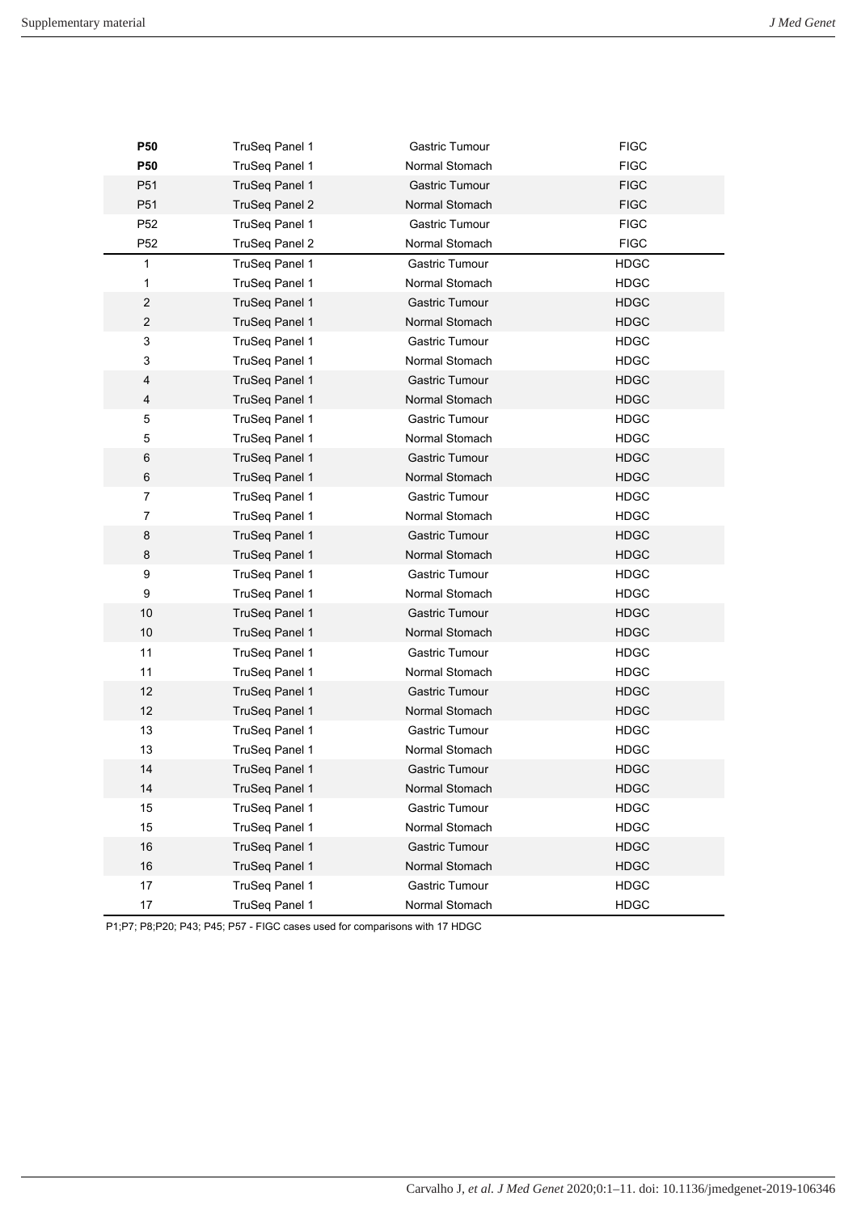| | | | |
|---|---|---|---|
| **P50** | TruSeq Panel 1 | Gastric Tumour | FIGC |
| **P50** | TruSeq Panel 1 | Normal Stomach | FIGC |
| P51 | TruSeq Panel 1 | Gastric Tumour | FIGC |
| P51 | TruSeq Panel 2 | Normal Stomach | FIGC |
| P52 | TruSeq Panel 1 | Gastric Tumour | FIGC |
| P52 | TruSeq Panel 2 | Normal Stomach | FIGC |
| 1 | TruSeq Panel 1 | Gastric Tumour | HDGC |
| 1 | TruSeq Panel 1 | Normal Stomach | HDGC |
| 2 | TruSeq Panel 1 | Gastric Tumour | HDGC |
| 2 | TruSeq Panel 1 | Normal Stomach | HDGC |
| 3 | TruSeq Panel 1 | Gastric Tumour | HDGC |
| 3 | TruSeq Panel 1 | Normal Stomach | HDGC |
| 4 | TruSeq Panel 1 | Gastric Tumour | HDGC |
| 4 | TruSeq Panel 1 | Normal Stomach | HDGC |
| 5 | TruSeq Panel 1 | Gastric Tumour | HDGC |
| 5 | TruSeq Panel 1 | Normal Stomach | HDGC |
| 6 | TruSeq Panel 1 | Gastric Tumour | HDGC |
| 6 | TruSeq Panel 1 | Normal Stomach | HDGC |
| 7 | TruSeq Panel 1 | Gastric Tumour | HDGC |
| 7 | TruSeq Panel 1 | Normal Stomach | HDGC |
| 8 | TruSeq Panel 1 | Gastric Tumour | HDGC |
| 8 | TruSeq Panel 1 | Normal Stomach | HDGC |
| 9 | TruSeq Panel 1 | Gastric Tumour | HDGC |
| 9 | TruSeq Panel 1 | Normal Stomach | HDGC |
| 10 | TruSeq Panel 1 | Gastric Tumour | HDGC |
| 10 | TruSeq Panel 1 | Normal Stomach | HDGC |
| 11 | TruSeq Panel 1 | Gastric Tumour | HDGC |
| 11 | TruSeq Panel 1 | Normal Stomach | HDGC |
| 12 | TruSeq Panel 1 | Gastric Tumour | HDGC |
| 12 | TruSeq Panel 1 | Normal Stomach | HDGC |
| 13 | TruSeq Panel 1 | Gastric Tumour | HDGC |
| 13 | TruSeq Panel 1 | Normal Stomach | HDGC |
| 14 | TruSeq Panel 1 | Gastric Tumour | HDGC |
| 14 | TruSeq Panel 1 | Normal Stomach | HDGC |
| 15 | TruSeq Panel 1 | Gastric Tumour | HDGC |
| 15 | TruSeq Panel 1 | Normal Stomach | HDGC |
| 16 | TruSeq Panel 1 | Gastric Tumour | HDGC |
| 16 | TruSeq Panel 1 | Normal Stomach | HDGC |
| 17 | TruSeq Panel 1 | Gastric Tumour | HDGC |
| 17 | TruSeq Panel 1 | Normal Stomach | HDGC |

P1;P7; P8;P20; P43; P45; P57 - FIGC cases used for comparisons with 17 HDGC